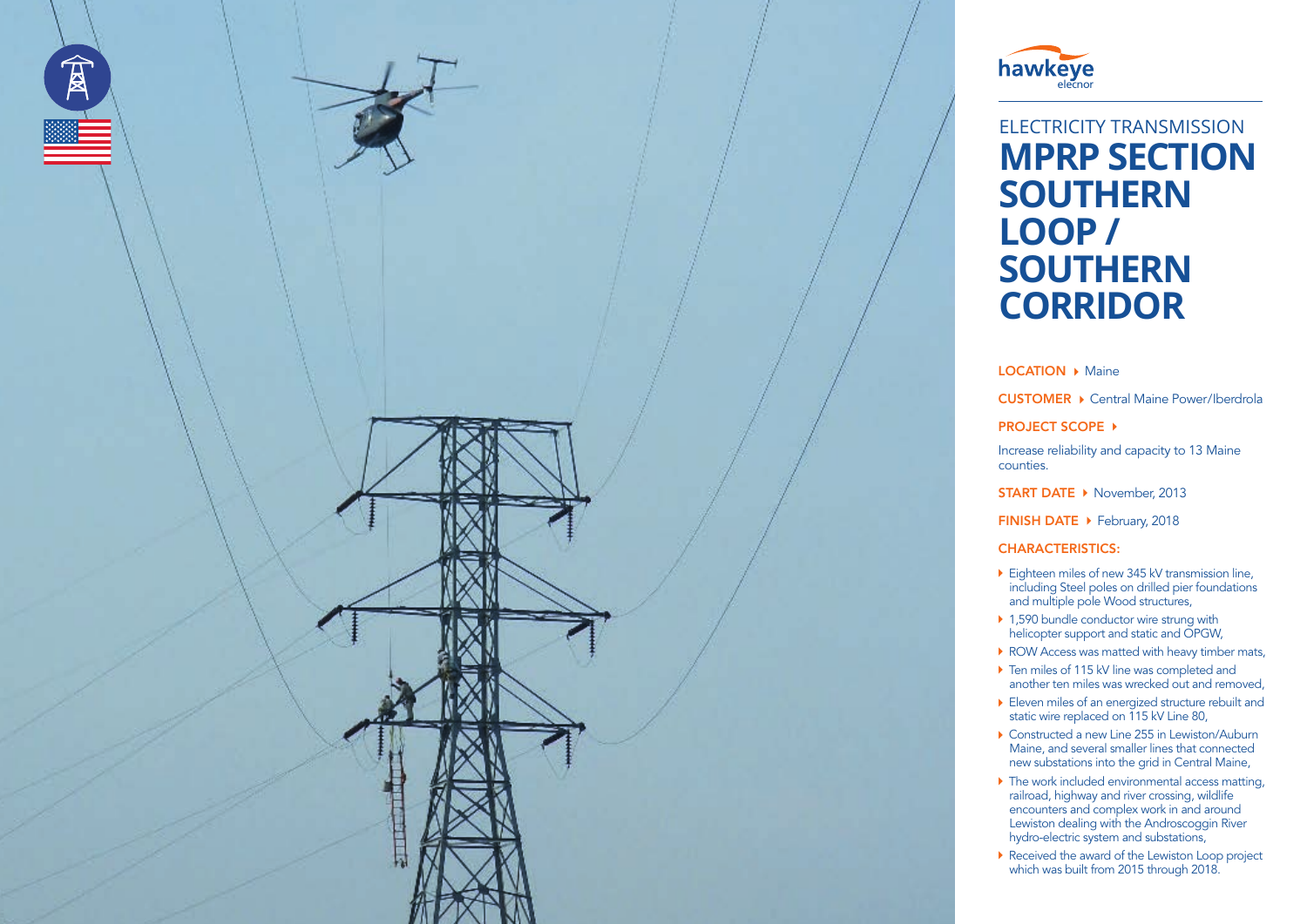hawkeye elecnor

ELECTRICITY TRANSMISSION

# MPRP SECTION SOUTHERN LOOP / SOUTHERN CORRIDOR

**LOCATION** ▸ Maine

**CUSTOMER** ▸ Central Maine Power/Iberdrola

**PROJECT SCOPE** ▸

Increase reliability and capacity to 13 Maine counties.

**START DATE** ▸ November, 2013

**FINISH DATE** ▸ February, 2018

**CHARACTERISTICS:**

- Eighteen miles of new 345 kV transmission line, including Steel poles on drilled pier foundations and multiple pole Wood structures,
- 1,590 bundle conductor wire strung with helicopter support and static and OPGW,
- ROW Access was matted with heavy timber mats,
- Ten miles of 115 kV line was completed and another ten miles was wrecked out and removed,
- Eleven miles of an energized structure rebuilt and static wire replaced on 115 kV Line 80,
- Constructed a new Line 255 in Lewiston/Auburn Maine, and several smaller lines that connected new substations into the grid in Central Maine,
- The work included environmental access matting, railroad, highway and river crossing, wildlife encounters and complex work in and around Lewiston dealing with the Androscoggin River hydro-electric system and substations,
- Received the award of the Lewiston Loop project which was built from 2015 through 2018.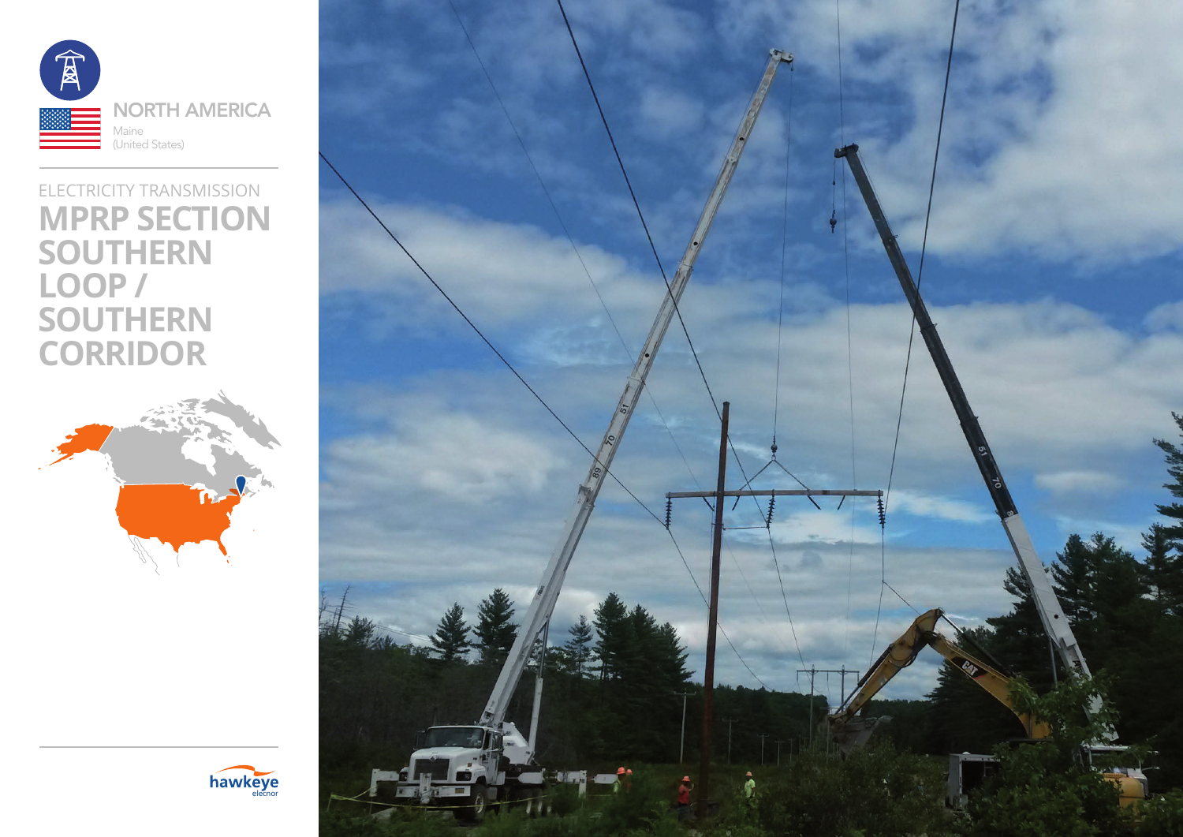NORTH AMERICA

Maine
(United States)

ELECTRICITY TRANSMISSION

# MPRP SECTION SOUTHERN LOOP / SOUTHERN CORRIDOR